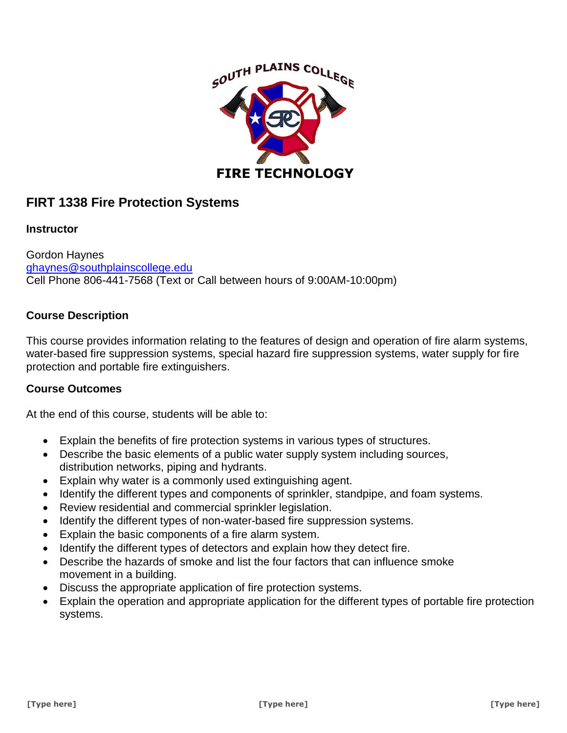# FIRT 1338 Fire Protection Systems

### Instructor

Gordon Haynes
ghaynes@southplainscollege.edu
Cell Phone 806-441-7568 (Text or Call between hours of 9:00AM-10:00pm)

### Course Description

This course provides information relating to the features of design and operation of fire alarm systems, water-based fire suppression systems, special hazard fire suppression systems, water supply for fire protection and portable fire extinguishers.

### Course Outcomes

At the end of this course, students will be able to:

- Explain the benefits of fire protection systems in various types of structures.
- Describe the basic elements of a public water supply system including sources, distribution networks, piping and hydrants.
- Explain why water is a commonly used extinguishing agent.
- Identify the different types and components of sprinkler, standpipe, and foam systems.
- Review residential and commercial sprinkler legislation.
- Identify the different types of non-water-based fire suppression systems.
- Explain the basic components of a fire alarm system.
- Identify the different types of detectors and explain how they detect fire.
- Describe the hazards of smoke and list the four factors that can influence smoke movement in a building.
- Discuss the appropriate application of fire protection systems.
- Explain the operation and appropriate application for the different types of portable fire protection systems.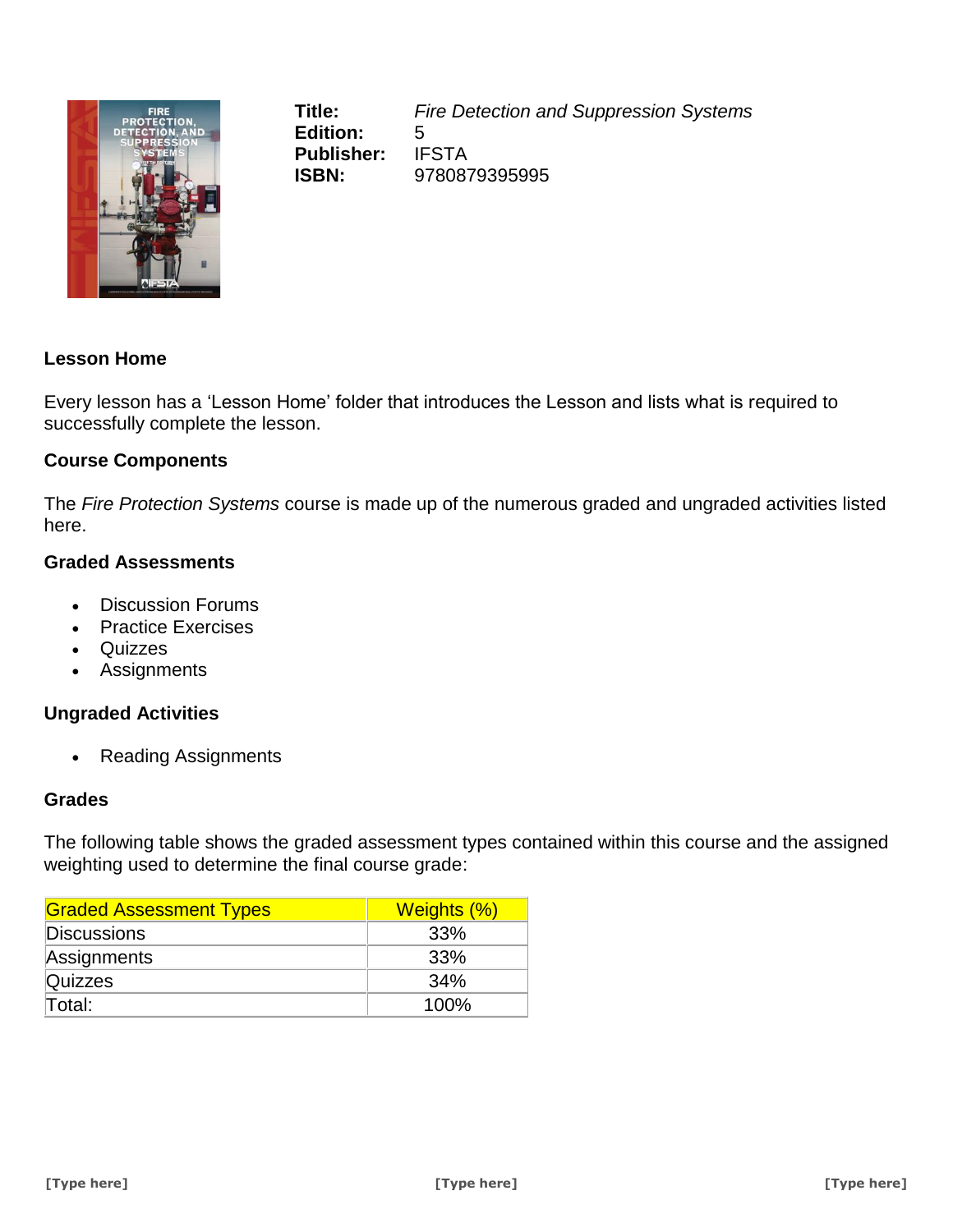**Title:** *Fire Detection and Suppression Systems*
**Edition:** 5
**Publisher:** IFSTA
**ISBN:** 9780879395995

### Lesson Home

Every lesson has a 'Lesson Home' folder that introduces the Lesson and lists what is required to successfully complete the lesson.

### Course Components

The *Fire Protection Systems* course is made up of the numerous graded and ungraded activities listed here.

### Graded Assessments

- Discussion Forums
- Practice Exercises
- Quizzes
- Assignments

### Ungraded Activities

- Reading Assignments

### Grades

The following table shows the graded assessment types contained within this course and the assigned weighting used to determine the final course grade:

| Graded Assessment Types | Weights (%) |
|---|---|
| Discussions | 33% |
| Assignments | 33% |
| Quizzes | 34% |
| Total: | 100% |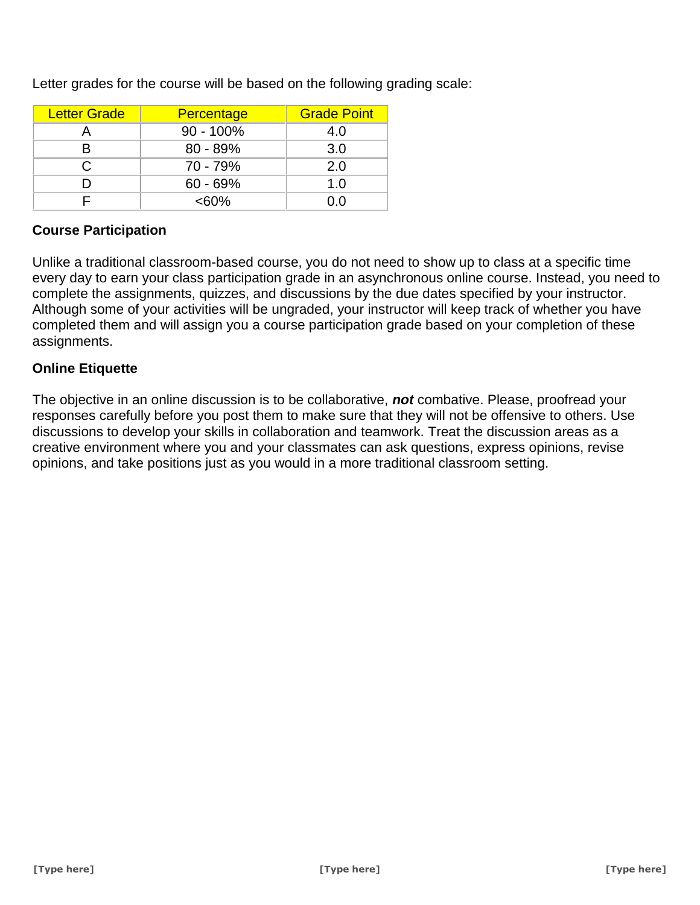Letter grades for the course will be based on the following grading scale:

| Letter Grade | Percentage | Grade Point |
| --- | --- | --- |
| A | 90 - 100% | 4.0 |
| B | 80 - 89% | 3.0 |
| C | 70 - 79% | 2.0 |
| D | 60 - 69% | 1.0 |
| F | <60% | 0.0 |

**Course Participation**

Unlike a traditional classroom-based course, you do not need to show up to class at a specific time every day to earn your class participation grade in an asynchronous online course. Instead, you need to complete the assignments, quizzes, and discussions by the due dates specified by your instructor. Although some of your activities will be ungraded, your instructor will keep track of whether you have completed them and will assign you a course participation grade based on your completion of these assignments.

**Online Etiquette**

The objective in an online discussion is to be collaborative, ***not*** combative. Please, proofread your responses carefully before you post them to make sure that they will not be offensive to others. Use discussions to develop your skills in collaboration and teamwork. Treat the discussion areas as a creative environment where you and your classmates can ask questions, express opinions, revise opinions, and take positions just as you would in a more traditional classroom setting.